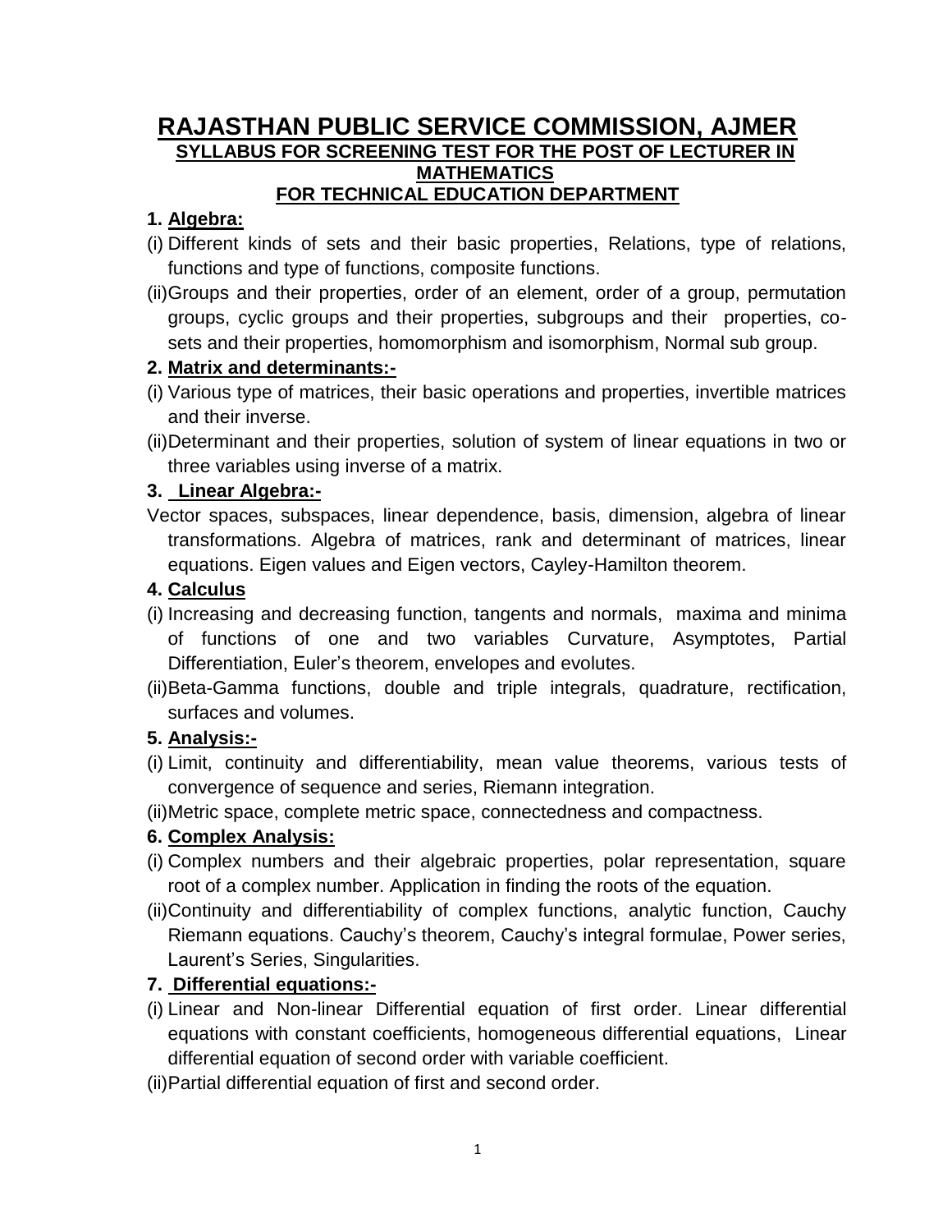# RAJASTHAN PUBLIC SERVICE COMMISSION, AJMER

## SYLLABUS FOR SCREENING TEST FOR THE POST OF LECTURER IN MATHEMATICS

## FOR TECHNICAL EDUCATION DEPARTMENT

### 1. Algebra:

(i) Different kinds of sets and their basic properties, Relations, type of relations, functions and type of functions, composite functions.

(ii) Groups and their properties, order of an element, order of a group, permutation groups, cyclic groups and their properties, subgroups and their properties, co-sets and their properties, homomorphism and isomorphism, Normal sub group.

### 2. Matrix and determinants:-

(i) Various type of matrices, their basic operations and properties, invertible matrices and their inverse.

(ii) Determinant and their properties, solution of system of linear equations in two or three variables using inverse of a matrix.

### 3. Linear Algebra:-

Vector spaces, subspaces, linear dependence, basis, dimension, algebra of linear transformations. Algebra of matrices, rank and determinant of matrices, linear equations. Eigen values and Eigen vectors, Cayley-Hamilton theorem.

### 4. Calculus

(i) Increasing and decreasing function, tangents and normals, maxima and minima of functions of one and two variables Curvature, Asymptotes, Partial Differentiation, Euler's theorem, envelopes and evolutes.

(ii) Beta-Gamma functions, double and triple integrals, quadrature, rectification, surfaces and volumes.

### 5. Analysis:-

(i) Limit, continuity and differentiability, mean value theorems, various tests of convergence of sequence and series, Riemann integration.

(ii) Metric space, complete metric space, connectedness and compactness.

### 6. Complex Analysis:

(i) Complex numbers and their algebraic properties, polar representation, square root of a complex number. Application in finding the roots of the equation.

(ii) Continuity and differentiability of complex functions, analytic function, Cauchy Riemann equations. Cauchy's theorem, Cauchy's integral formulae, Power series, Laurent's Series, Singularities.

### 7. Differential equations:-

(i) Linear and Non-linear Differential equation of first order. Linear differential equations with constant coefficients, homogeneous differential equations, Linear differential equation of second order with variable coefficient.

(ii) Partial differential equation of first and second order.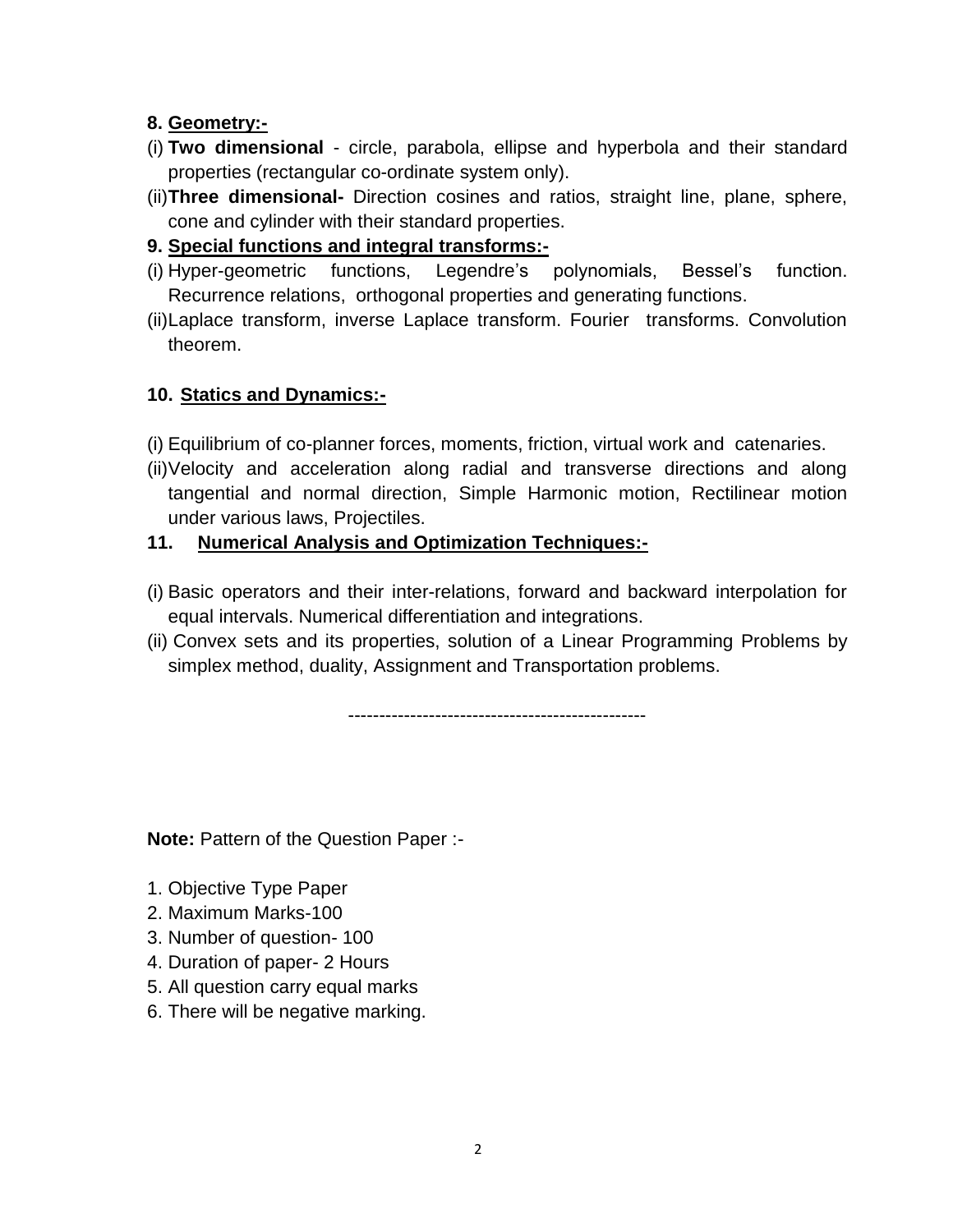**8. Geometry:-**

(i) **Two dimensional** - circle, parabola, ellipse and hyperbola and their standard properties (rectangular co-ordinate system only).

(ii) **Three dimensional-** Direction cosines and ratios, straight line, plane, sphere, cone and cylinder with their standard properties.

**9. Special functions and integral transforms:-**

(i) Hyper-geometric functions, Legendre's polynomials, Bessel's function. Recurrence relations, orthogonal properties and generating functions.

(ii) Laplace transform, inverse Laplace transform. Fourier transforms. Convolution theorem.

**10. Statics and Dynamics:-**

(i) Equilibrium of co-planner forces, moments, friction, virtual work and catenaries.

(ii) Velocity and acceleration along radial and transverse directions and along tangential and normal direction, Simple Harmonic motion, Rectilinear motion under various laws, Projectiles.

**11. Numerical Analysis and Optimization Techniques:-**

(i) Basic operators and their inter-relations, forward and backward interpolation for equal intervals. Numerical differentiation and integrations.

(ii) Convex sets and its properties, solution of a Linear Programming Problems by simplex method, duality, Assignment and Transportation problems.

------------------------------------------------

**Note:** Pattern of the Question Paper :-

1. Objective Type Paper
2. Maximum Marks-100
3. Number of question- 100
4. Duration of paper- 2 Hours
5. All question carry equal marks
6. There will be negative marking.